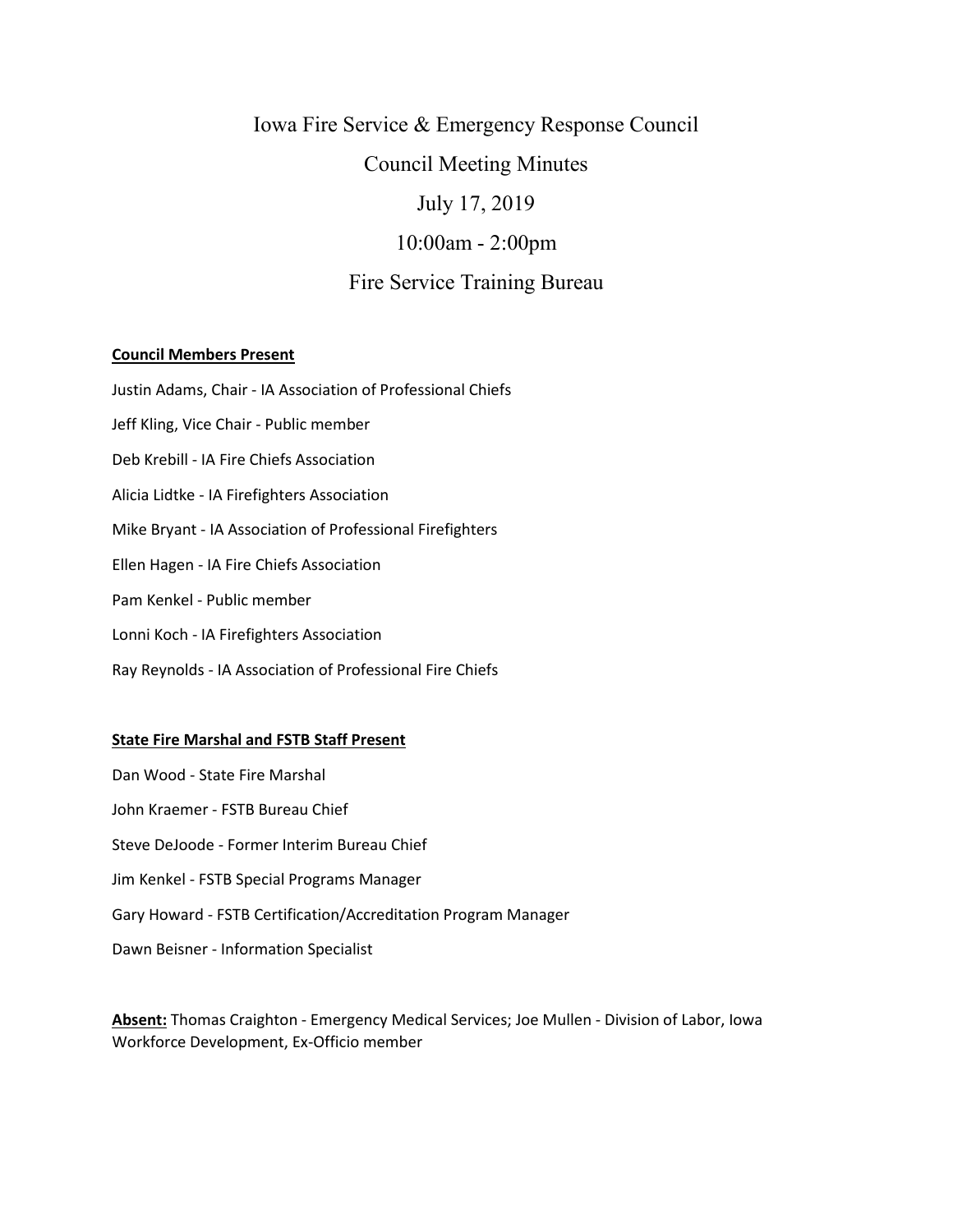# Iowa Fire Service & Emergency Response Council

## Council Meeting Minutes

## July 17, 2019

## 10:00am - 2:00pm

## Fire Service Training Bureau

**Council Members Present**

Justin Adams, Chair - IA Association of Professional Chiefs

Jeff Kling, Vice Chair - Public member

Deb Krebill - IA Fire Chiefs Association

Alicia Lidtke - IA Firefighters Association

Mike Bryant - IA Association of Professional Firefighters

Ellen Hagen - IA Fire Chiefs Association

Pam Kenkel - Public member

Lonni Koch - IA Firefighters Association

Ray Reynolds - IA Association of Professional Fire Chiefs

**State Fire Marshal and FSTB Staff Present**

Dan Wood - State Fire Marshal

John Kraemer - FSTB Bureau Chief

Steve DeJoode - Former Interim Bureau Chief

Jim Kenkel - FSTB Special Programs Manager

Gary Howard - FSTB Certification/Accreditation Program Manager

Dawn Beisner - Information Specialist

**Absent:** Thomas Craighton - Emergency Medical Services; Joe Mullen - Division of Labor, Iowa Workforce Development, Ex-Officio member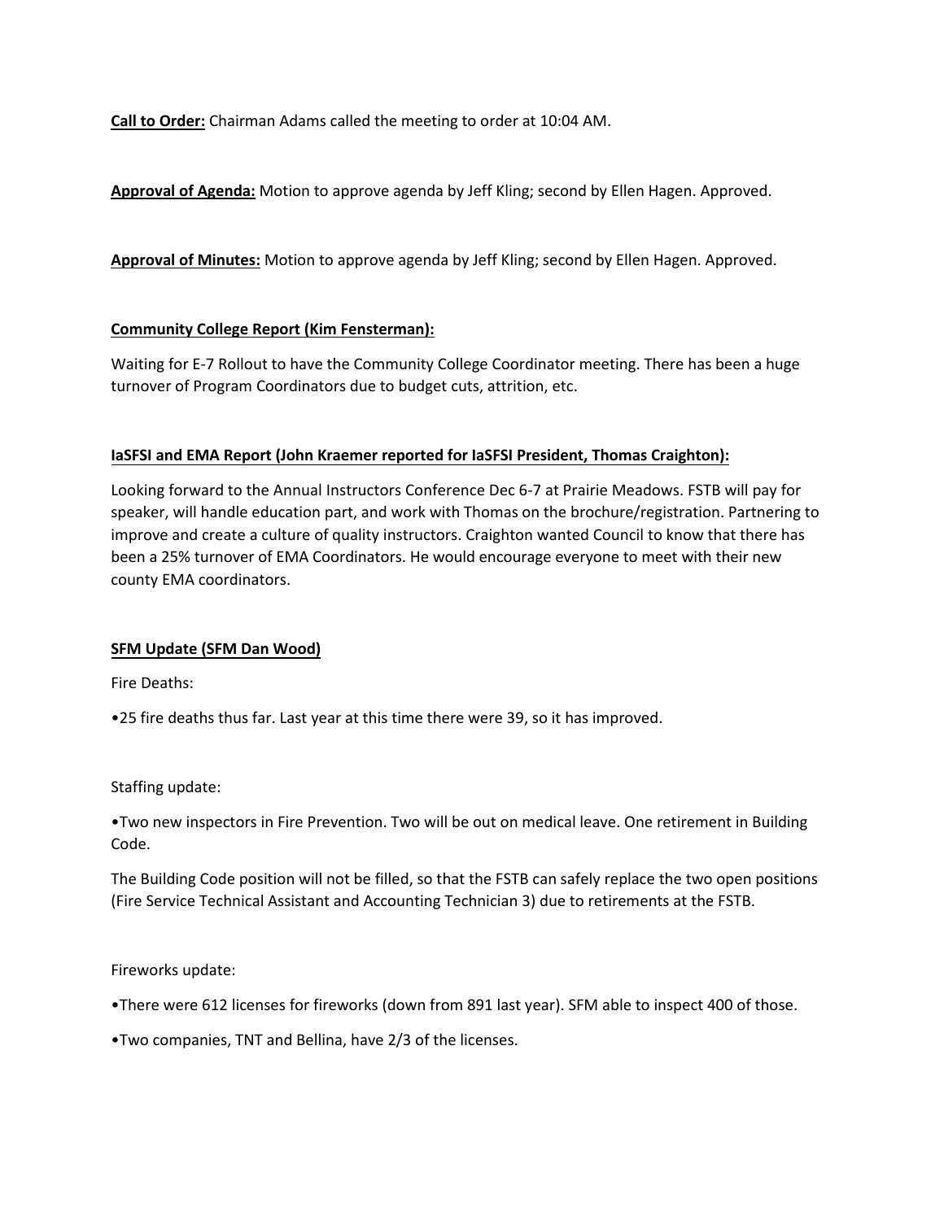**Call to Order:** Chairman Adams called the meeting to order at 10:04 AM.

**Approval of Agenda:** Motion to approve agenda by Jeff Kling; second by Ellen Hagen. Approved.

**Approval of Minutes:** Motion to approve agenda by Jeff Kling; second by Ellen Hagen. Approved.

**Community College Report (Kim Fensterman):**

Waiting for E-7 Rollout to have the Community College Coordinator meeting. There has been a huge turnover of Program Coordinators due to budget cuts, attrition, etc.

**IaSFSI and EMA Report (John Kraemer reported for IaSFSI President, Thomas Craighton):**

Looking forward to the Annual Instructors Conference Dec 6-7 at Prairie Meadows. FSTB will pay for speaker, will handle education part, and work with Thomas on the brochure/registration. Partnering to improve and create a culture of quality instructors. Craighton wanted Council to know that there has been a 25% turnover of EMA Coordinators. He would encourage everyone to meet with their new county EMA coordinators.

**SFM Update (SFM Dan Wood)**

Fire Deaths:

•25 fire deaths thus far. Last year at this time there were 39, so it has improved.

Staffing update:

•Two new inspectors in Fire Prevention. Two will be out on medical leave. One retirement in Building Code.

The Building Code position will not be filled, so that the FSTB can safely replace the two open positions (Fire Service Technical Assistant and Accounting Technician 3) due to retirements at the FSTB.

Fireworks update:

•There were 612 licenses for fireworks (down from 891 last year). SFM able to inspect 400 of those.

•Two companies, TNT and Bellina, have 2/3 of the licenses.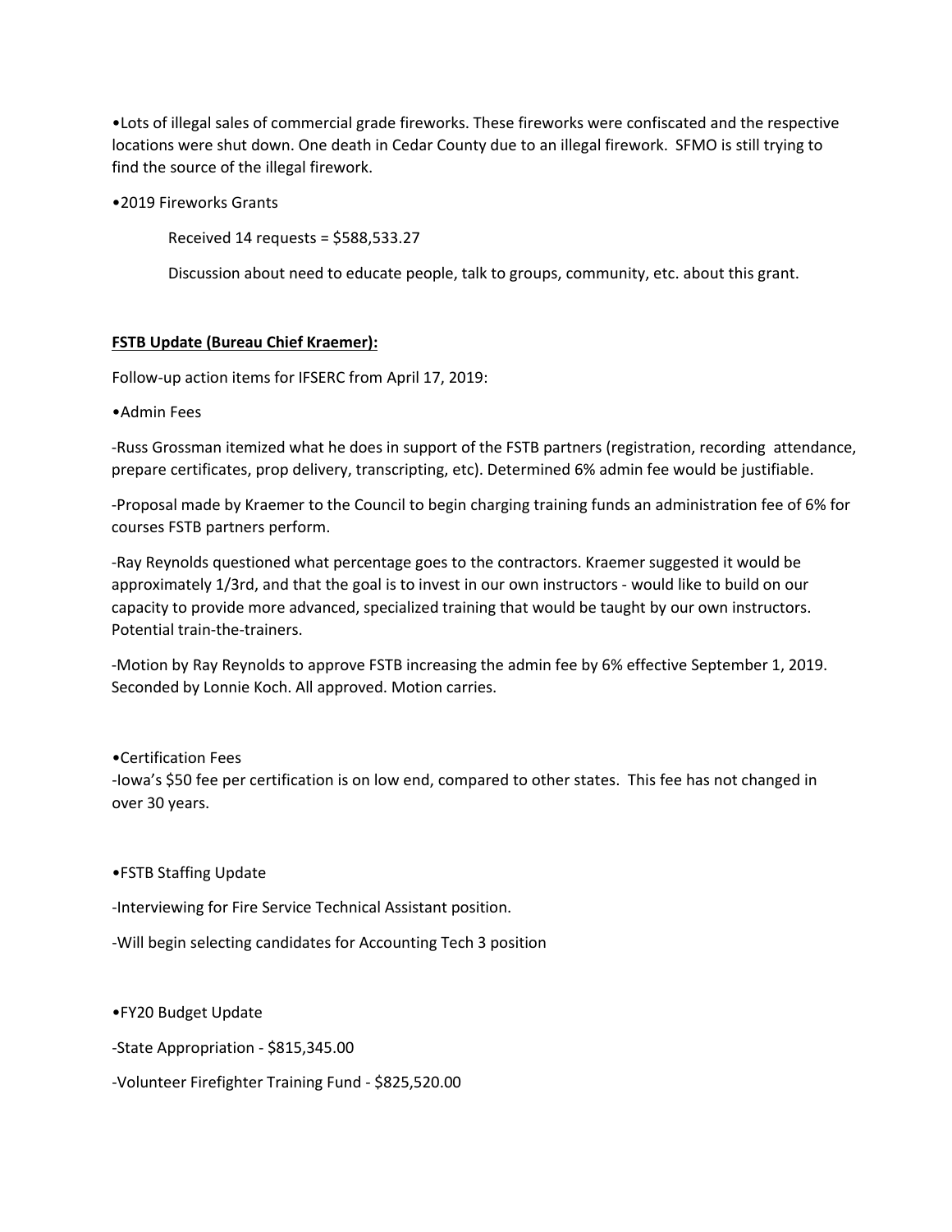•Lots of illegal sales of commercial grade fireworks. These fireworks were confiscated and the respective locations were shut down. One death in Cedar County due to an illegal firework. SFMO is still trying to find the source of the illegal firework.

•2019 Fireworks Grants

Received 14 requests = $588,533.27

Discussion about need to educate people, talk to groups, community, etc. about this grant.

**FSTB Update (Bureau Chief Kraemer):**

Follow-up action items for IFSERC from April 17, 2019:

•Admin Fees

-Russ Grossman itemized what he does in support of the FSTB partners (registration, recording attendance, prepare certificates, prop delivery, transcripting, etc). Determined 6% admin fee would be justifiable.

-Proposal made by Kraemer to the Council to begin charging training funds an administration fee of 6% for courses FSTB partners perform.

-Ray Reynolds questioned what percentage goes to the contractors. Kraemer suggested it would be approximately 1/3rd, and that the goal is to invest in our own instructors - would like to build on our capacity to provide more advanced, specialized training that would be taught by our own instructors. Potential train-the-trainers.

-Motion by Ray Reynolds to approve FSTB increasing the admin fee by 6% effective September 1, 2019. Seconded by Lonnie Koch. All approved. Motion carries.

•Certification Fees

-Iowa's $50 fee per certification is on low end, compared to other states. This fee has not changed in over 30 years.

•FSTB Staffing Update

-Interviewing for Fire Service Technical Assistant position.

-Will begin selecting candidates for Accounting Tech 3 position

•FY20 Budget Update

-State Appropriation - $815,345.00

-Volunteer Firefighter Training Fund - $825,520.00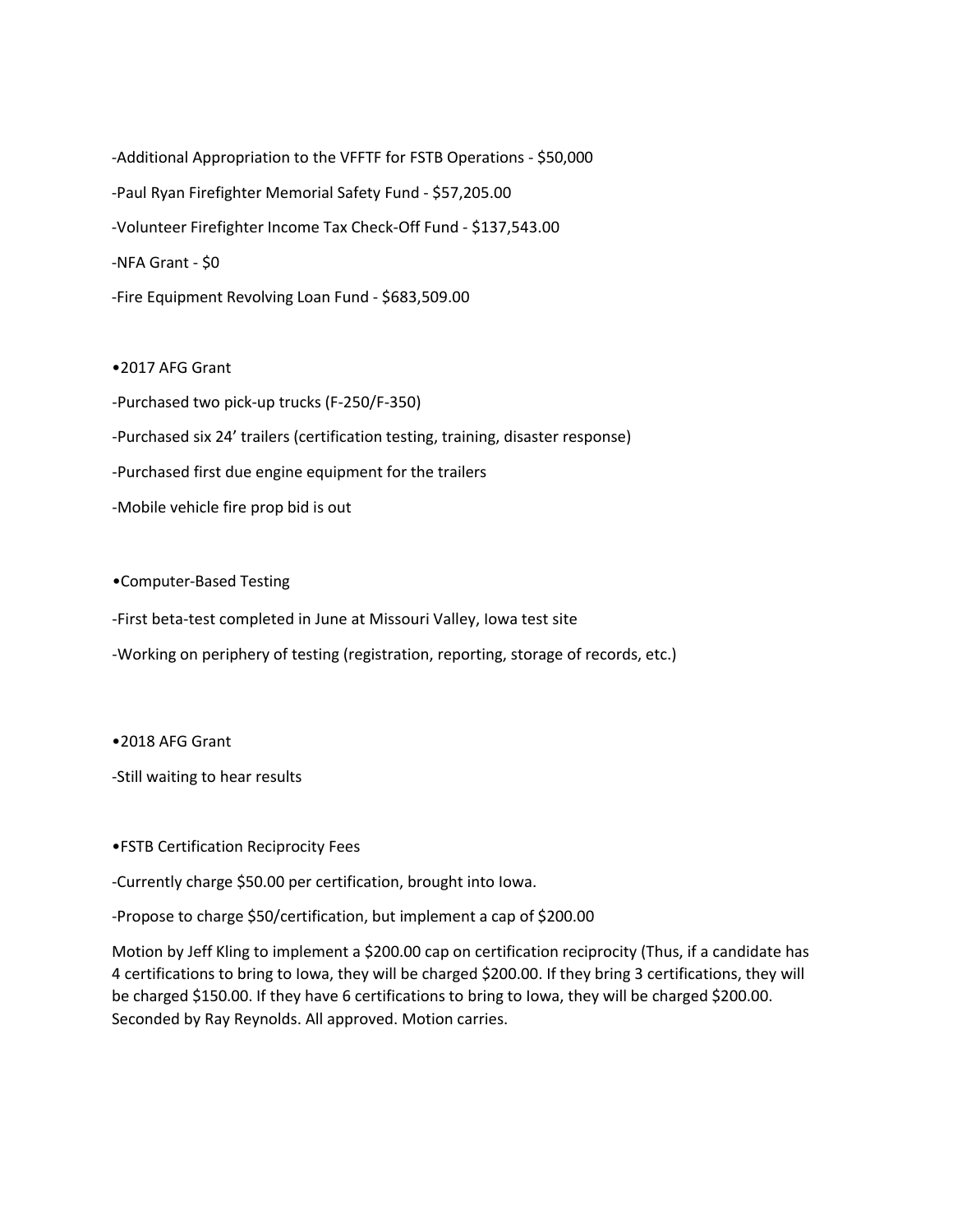-Additional Appropriation to the VFFTF for FSTB Operations - $50,000

-Paul Ryan Firefighter Memorial Safety Fund - $57,205.00

-Volunteer Firefighter Income Tax Check-Off Fund - $137,543.00

-NFA Grant - $0

-Fire Equipment Revolving Loan Fund - $683,509.00

•2017 AFG Grant

-Purchased two pick-up trucks (F-250/F-350)

-Purchased six 24' trailers (certification testing, training, disaster response)

-Purchased first due engine equipment for the trailers

-Mobile vehicle fire prop bid is out

•Computer-Based Testing

-First beta-test completed in June at Missouri Valley, Iowa test site

-Working on periphery of testing (registration, reporting, storage of records, etc.)

•2018 AFG Grant

-Still waiting to hear results

•FSTB Certification Reciprocity Fees

-Currently charge $50.00 per certification, brought into Iowa.

-Propose to charge $50/certification, but implement a cap of $200.00

Motion by Jeff Kling to implement a $200.00 cap on certification reciprocity (Thus, if a candidate has 4 certifications to bring to Iowa, they will be charged $200.00. If they bring 3 certifications, they will be charged $150.00. If they have 6 certifications to bring to Iowa, they will be charged $200.00. Seconded by Ray Reynolds. All approved. Motion carries.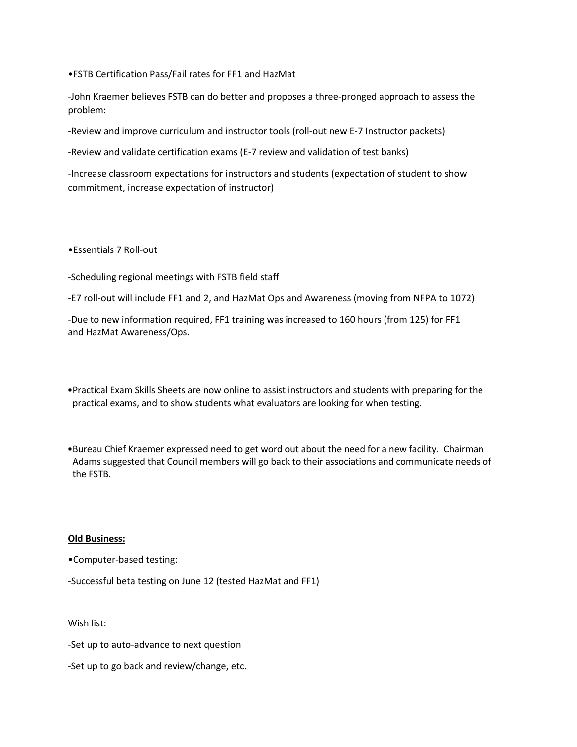•FSTB Certification Pass/Fail rates for FF1 and HazMat

-John Kraemer believes FSTB can do better and proposes a three-pronged approach to assess the problem:

-Review and improve curriculum and instructor tools (roll-out new E-7 Instructor packets)

-Review and validate certification exams (E-7 review and validation of test banks)

-Increase classroom expectations for instructors and students (expectation of student to show commitment, increase expectation of instructor)

•Essentials 7 Roll-out

-Scheduling regional meetings with FSTB field staff

-E7 roll-out will include FF1 and 2, and HazMat Ops and Awareness (moving from NFPA to 1072)

-Due to new information required, FF1 training was increased to 160 hours (from 125) for FF1 and HazMat Awareness/Ops.

•Practical Exam Skills Sheets are now online to assist instructors and students with preparing for the practical exams, and to show students what evaluators are looking for when testing.

•Bureau Chief Kraemer expressed need to get word out about the need for a new facility. Chairman Adams suggested that Council members will go back to their associations and communicate needs of the FSTB.

**Old Business:**

•Computer-based testing:

-Successful beta testing on June 12 (tested HazMat and FF1)

Wish list:

-Set up to auto-advance to next question

-Set up to go back and review/change, etc.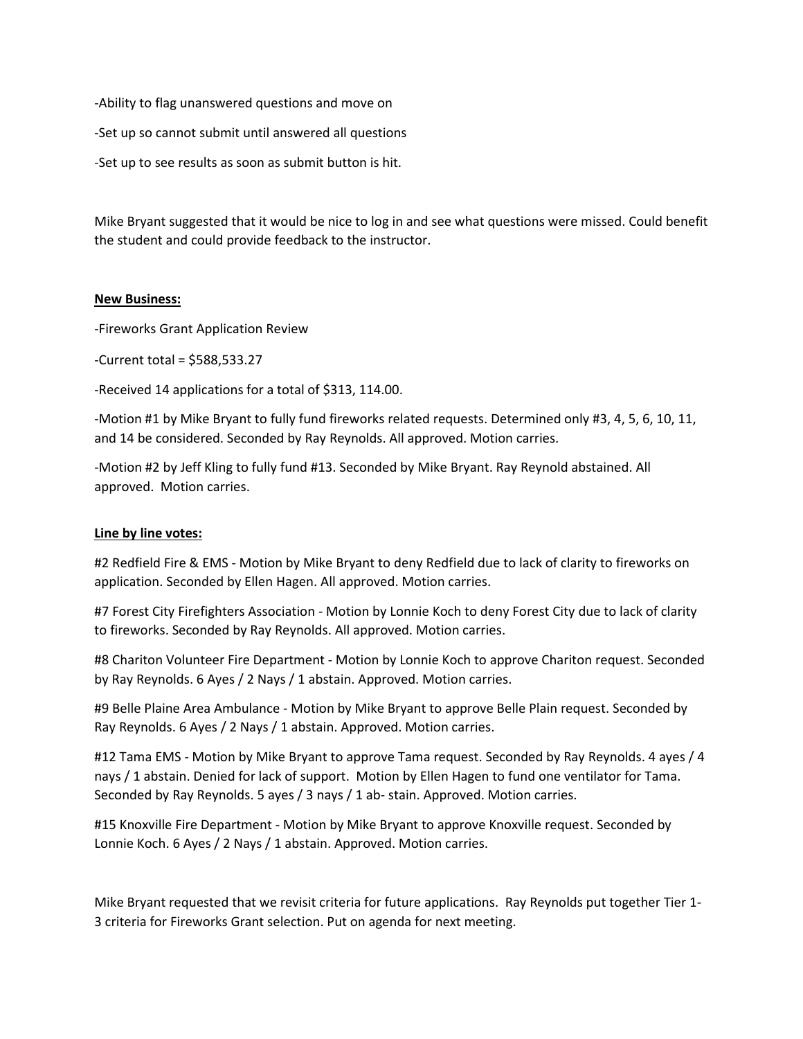-Ability to flag unanswered questions and move on

-Set up so cannot submit until answered all questions

-Set up to see results as soon as submit button is hit.

Mike Bryant suggested that it would be nice to log in and see what questions were missed. Could benefit the student and could provide feedback to the instructor.

**New Business:**

-Fireworks Grant Application Review

-Current total = $588,533.27

-Received 14 applications for a total of $313, 114.00.

-Motion #1 by Mike Bryant to fully fund fireworks related requests. Determined only #3, 4, 5, 6, 10, 11, and 14 be considered. Seconded by Ray Reynolds. All approved. Motion carries.

-Motion #2 by Jeff Kling to fully fund #13. Seconded by Mike Bryant. Ray Reynold abstained. All approved. Motion carries.

**Line by line votes:**

#2 Redfield Fire & EMS - Motion by Mike Bryant to deny Redfield due to lack of clarity to fireworks on application. Seconded by Ellen Hagen. All approved. Motion carries.

#7 Forest City Firefighters Association - Motion by Lonnie Koch to deny Forest City due to lack of clarity to fireworks. Seconded by Ray Reynolds. All approved. Motion carries.

#8 Chariton Volunteer Fire Department - Motion by Lonnie Koch to approve Chariton request. Seconded by Ray Reynolds. 6 Ayes / 2 Nays / 1 abstain. Approved. Motion carries.

#9 Belle Plaine Area Ambulance - Motion by Mike Bryant to approve Belle Plain request. Seconded by Ray Reynolds. 6 Ayes / 2 Nays / 1 abstain. Approved. Motion carries.

#12 Tama EMS - Motion by Mike Bryant to approve Tama request. Seconded by Ray Reynolds. 4 ayes / 4 nays / 1 abstain. Denied for lack of support. Motion by Ellen Hagen to fund one ventilator for Tama. Seconded by Ray Reynolds. 5 ayes / 3 nays / 1 ab- stain. Approved. Motion carries.

#15 Knoxville Fire Department - Motion by Mike Bryant to approve Knoxville request. Seconded by Lonnie Koch. 6 Ayes / 2 Nays / 1 abstain. Approved. Motion carries.

Mike Bryant requested that we revisit criteria for future applications. Ray Reynolds put together Tier 1-3 criteria for Fireworks Grant selection. Put on agenda for next meeting.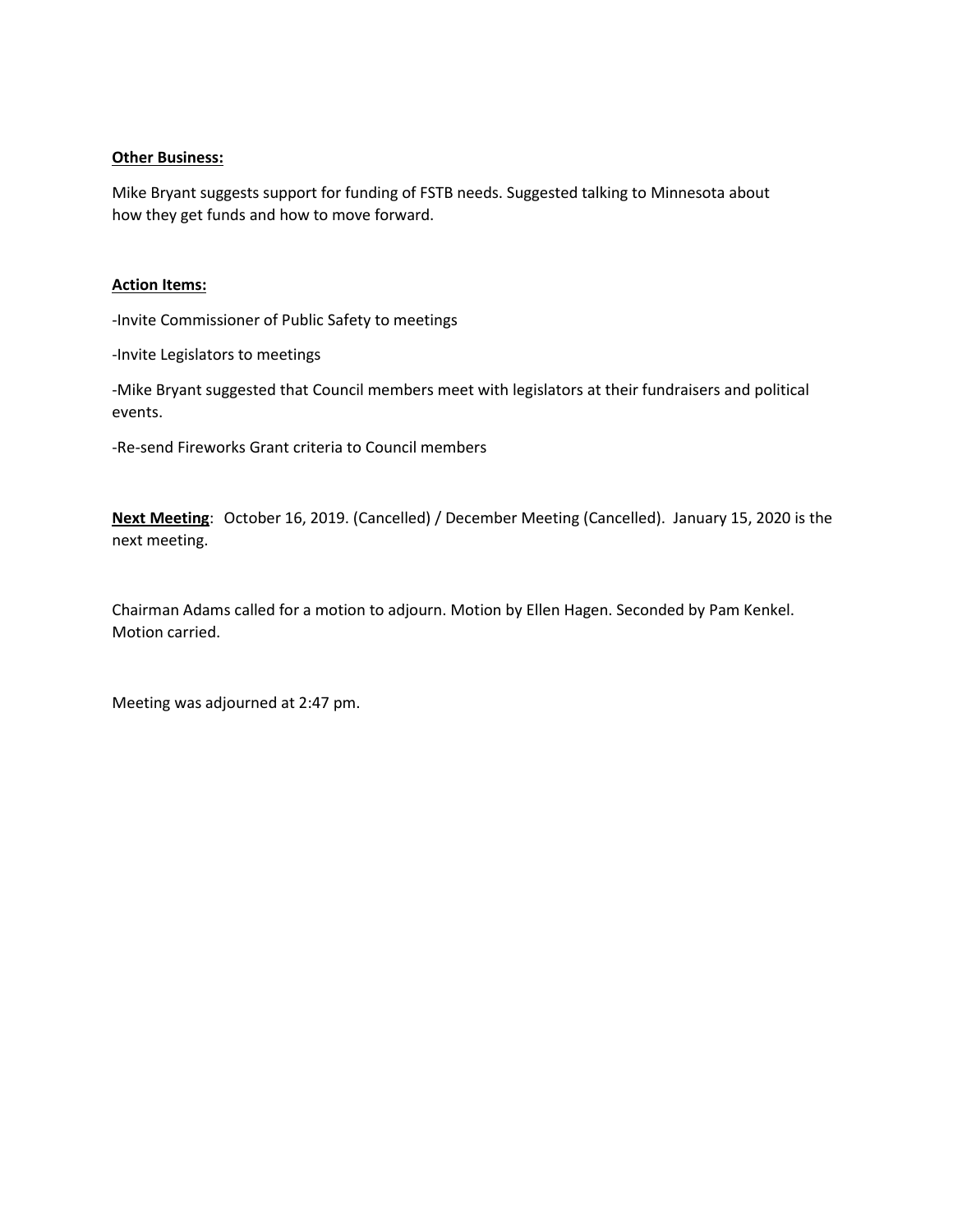**Other Business:**

Mike Bryant suggests support for funding of FSTB needs. Suggested talking to Minnesota about how they get funds and how to move forward.

**Action Items:**

-Invite Commissioner of Public Safety to meetings

-Invite Legislators to meetings

-Mike Bryant suggested that Council members meet with legislators at their fundraisers and political events.

-Re-send Fireworks Grant criteria to Council members

**Next Meeting**: October 16, 2019. (Cancelled) / December Meeting (Cancelled). January 15, 2020 is the next meeting.

Chairman Adams called for a motion to adjourn. Motion by Ellen Hagen. Seconded by Pam Kenkel. Motion carried.

Meeting was adjourned at 2:47 pm.